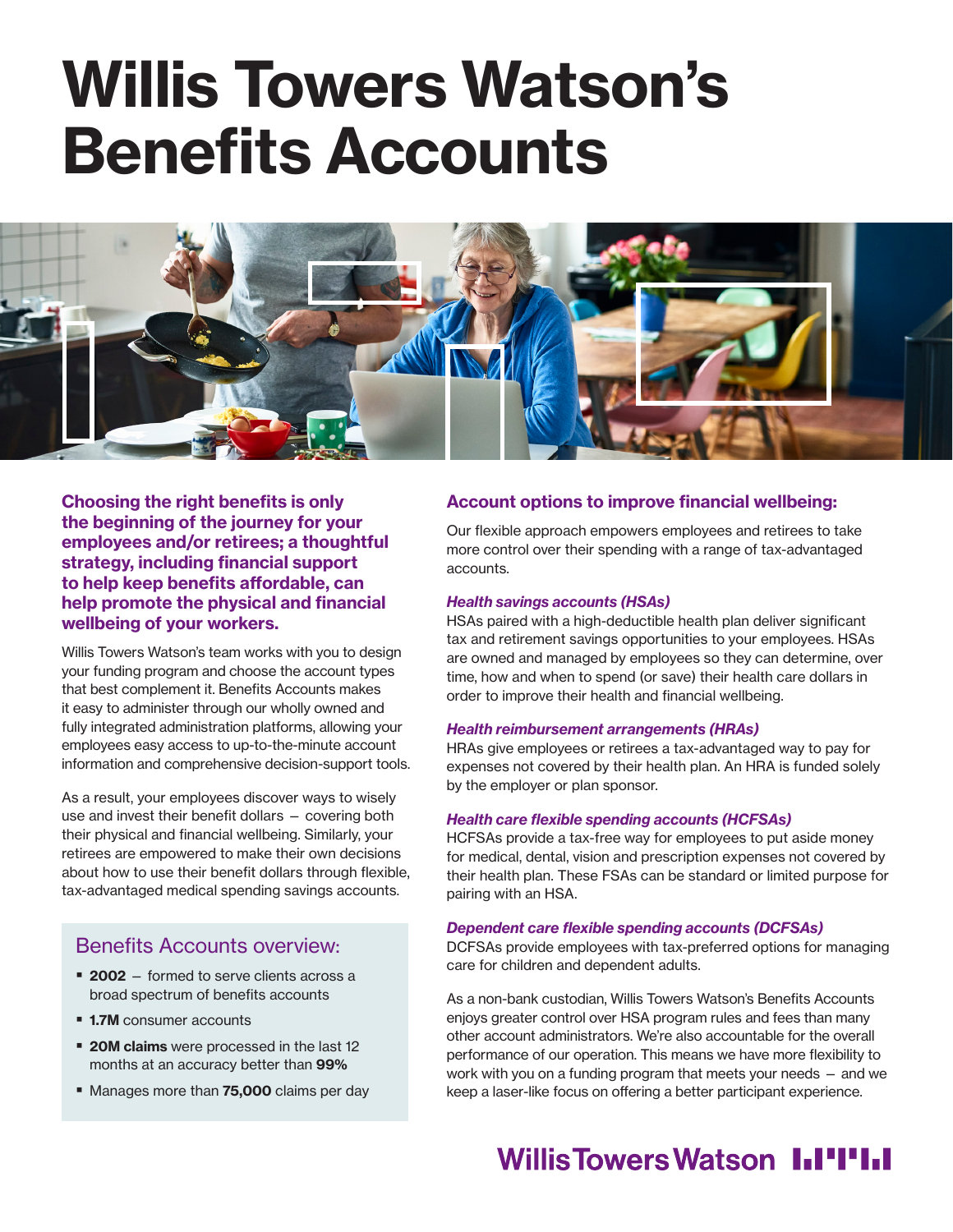# Willis Towers Watson's Benefits Accounts

**Choosing the right benefits is only the beginning of the journey for your employees and/or retirees; a thoughtful strategy, including financial support to help keep benefits affordable, can help promote the physical and financial wellbeing of your workers.**

Willis Towers Watson's team works with you to design your funding program and choose the account types that best complement it. Benefits Accounts makes it easy to administer through our wholly owned and fully integrated administration platforms, allowing your employees easy access to up-to-the-minute account information and comprehensive decision-support tools.

As a result, your employees discover ways to wisely use and invest their benefit dollars – covering both their physical and financial wellbeing. Similarly, your retirees are empowered to make their own decisions about how to use their benefit dollars through flexible, tax-advantaged medical spending savings accounts.

## Benefits Accounts overview:

- **2002** – formed to serve clients across a broad spectrum of benefits accounts
- **1.7M** consumer accounts
- **20M claims** were processed in the last 12 months at an accuracy better than **99%**
- Manages more than **75,000** claims per day

## Account options to improve financial wellbeing:

Our flexible approach empowers employees and retirees to take more control over their spending with a range of tax-advantaged accounts.

### *Health savings accounts (HSAs)*

HSAs paired with a high-deductible health plan deliver significant tax and retirement savings opportunities to your employees. HSAs are owned and managed by employees so they can determine, over time, how and when to spend (or save) their health care dollars in order to improve their health and financial wellbeing.

### *Health reimbursement arrangements (HRAs)*

HRAs give employees or retirees a tax-advantaged way to pay for expenses not covered by their health plan. An HRA is funded solely by the employer or plan sponsor.

### *Health care flexible spending accounts (HCFSAs)*

HCFSAs provide a tax-free way for employees to put aside money for medical, dental, vision and prescription expenses not covered by their health plan. These FSAs can be standard or limited purpose for pairing with an HSA.

### *Dependent care flexible spending accounts (DCFSAs)*

DCFSAs provide employees with tax-preferred options for managing care for children and dependent adults.

As a non-bank custodian, Willis Towers Watson's Benefits Accounts enjoys greater control over HSA program rules and fees than many other account administrators. We're also accountable for the overall performance of our operation. This means we have more flexibility to work with you on a funding program that meets your needs – and we keep a laser-like focus on offering a better participant experience.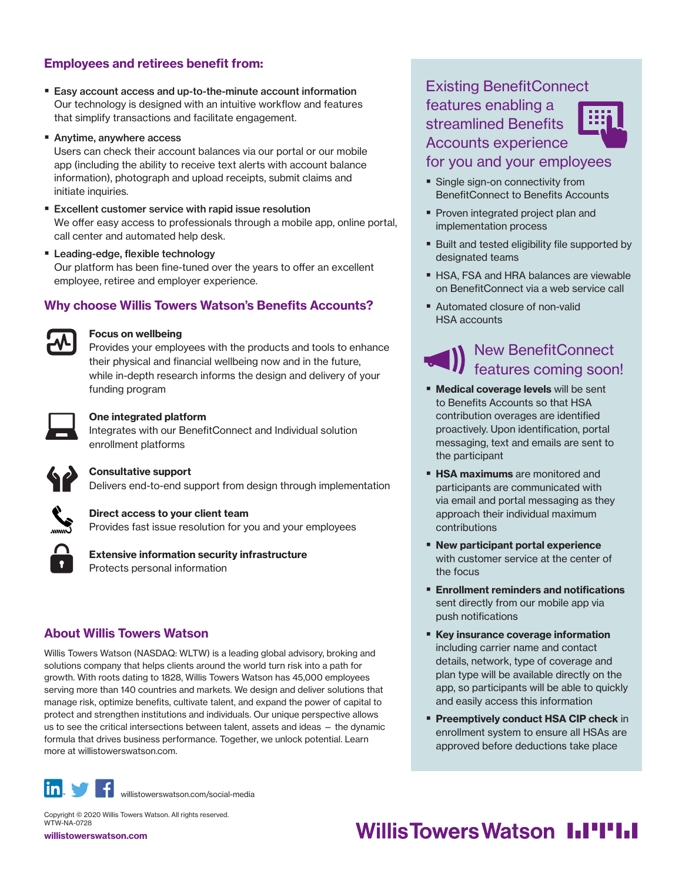## Employees and retirees benefit from:

- **Easy account access and up-to-the-minute account information**
  Our technology is designed with an intuitive workflow and features that simplify transactions and facilitate engagement.
- **Anytime, anywhere access**
  Users can check their account balances via our portal or our mobile app (including the ability to receive text alerts with account balance information), photograph and upload receipts, submit claims and initiate inquiries.
- **Excellent customer service with rapid issue resolution**
  We offer easy access to professionals through a mobile app, online portal, call center and automated help desk.
- **Leading-edge, flexible technology**
  Our platform has been fine-tuned over the years to offer an excellent employee, retiree and employer experience.

## Why choose Willis Towers Watson's Benefits Accounts?

**Focus on wellbeing**
Provides your employees with the products and tools to enhance their physical and financial wellbeing now and in the future, while in-depth research informs the design and delivery of your funding program

**One integrated platform**
Integrates with our BenefitConnect and Individual solution enrollment platforms

**Consultative support**
Delivers end-to-end support from design through implementation

**Direct access to your client team**
Provides fast issue resolution for you and your employees

**Extensive information security infrastructure**
Protects personal information

## Existing BenefitConnect features enabling a streamlined Benefits Accounts experience for you and your employees

- Single sign-on connectivity from BenefitConnect to Benefits Accounts
- Proven integrated project plan and implementation process
- Built and tested eligibility file supported by designated teams
- HSA, FSA and HRA balances are viewable on BenefitConnect via a web service call
- Automated closure of non-valid HSA accounts

## New BenefitConnect features coming soon!

- **Medical coverage levels** will be sent to Benefits Accounts so that HSA contribution overages are identified proactively. Upon identification, portal messaging, text and emails are sent to the participant
- **HSA maximums** are monitored and participants are communicated with via email and portal messaging as they approach their individual maximum contributions
- **New participant portal experience** with customer service at the center of the focus
- **Enrollment reminders and notifications** sent directly from our mobile app via push notifications
- **Key insurance coverage information** including carrier name and contact details, network, type of coverage and plan type will be available directly on the app, so participants will be able to quickly and easily access this information
- **Preemptively conduct HSA CIP check** in enrollment system to ensure all HSAs are approved before deductions take place

## About Willis Towers Watson

Willis Towers Watson (NASDAQ: WLTW) is a leading global advisory, broking and solutions company that helps clients around the world turn risk into a path for growth. With roots dating to 1828, Willis Towers Watson has 45,000 employees serving more than 140 countries and markets. We design and deliver solutions that manage risk, optimize benefits, cultivate talent, and expand the power of capital to protect and strengthen institutions and individuals. Our unique perspective allows us to see the critical intersections between talent, assets and ideas — the dynamic formula that drives business performance. Together, we unlock potential. Learn more at willistowerswatson.com.

willistowerswatson.com/social-media

Copyright © 2020 Willis Towers Watson. All rights reserved.
WTW-NA-0728

willistowerswatson.com

Willis Towers Watson